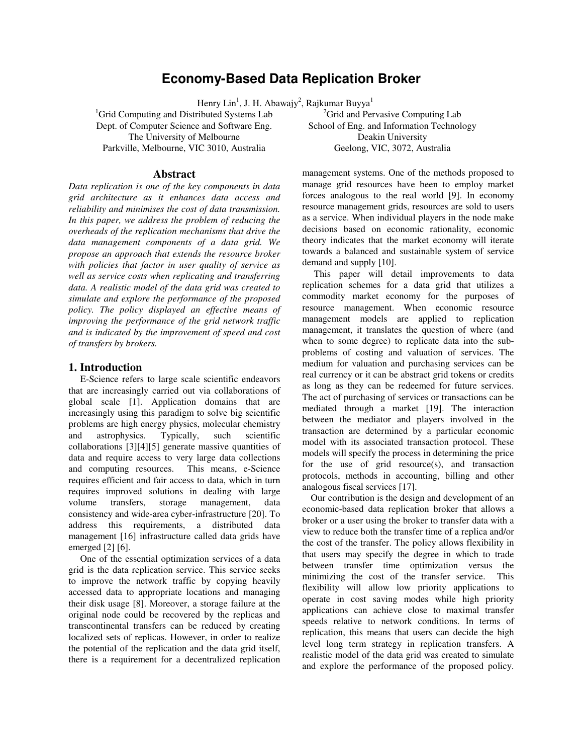# Economy-Based Data Replication Broker

Henry Lin[1], J. H. Abawajy[2], Rajkumar Buyya[1]

[1]Grid Computing and Distributed Systems Lab
Dept. of Computer Science and Software Eng.
The University of Melbourne
Parkville, Melbourne, VIC 3010, Australia

[2]Grid and Pervasive Computing Lab
School of Eng. and Information Technology
Deakin University
Geelong, VIC, 3072, Australia

## Abstract

*Data replication is one of the key components in data grid architecture as it enhances data access and reliability and minimises the cost of data transmission. In this paper, we address the problem of reducing the overheads of the replication mechanisms that drive the data management components of a data grid. We propose an approach that extends the resource broker with policies that factor in user quality of service as well as service costs when replicating and transferring data. A realistic model of the data grid was created to simulate and explore the performance of the proposed policy. The policy displayed an effective means of improving the performance of the grid network traffic and is indicated by the improvement of speed and cost of transfers by brokers.*

## 1. Introduction

E-Science refers to large scale scientific endeavors that are increasingly carried out via collaborations of global scale [1]. Application domains that are increasingly using this paradigm to solve big scientific problems are high energy physics, molecular chemistry and astrophysics. Typically, such scientific collaborations [3][4][5] generate massive quantities of data and require access to very large data collections and computing resources. This means, e-Science requires efficient and fair access to data, which in turn requires improved solutions in dealing with large volume transfers, storage management, data consistency and wide-area cyber-infrastructure [20]. To address this requirements, a distributed data management [16] infrastructure called data grids have emerged [2] [6].

One of the essential optimization services of a data grid is the data replication service. This service seeks to improve the network traffic by copying heavily accessed data to appropriate locations and managing their disk usage [8]. Moreover, a storage failure at the original node could be recovered by the replicas and transcontinental transfers can be reduced by creating localized sets of replicas. However, in order to realize the potential of the replication and the data grid itself, there is a requirement for a decentralized replication management systems. One of the methods proposed to manage grid resources have been to employ market forces analogous to the real world [9]. In economy resource management grids, resources are sold to users as a service. When individual players in the node make decisions based on economic rationality, economic theory indicates that the market economy will iterate towards a balanced and sustainable system of service demand and supply [10].

This paper will detail improvements to data replication schemes for a data grid that utilizes a commodity market economy for the purposes of resource management. When economic resource management models are applied to replication management, it translates the question of where (and when to some degree) to replicate data into the sub-problems of costing and valuation of services. The medium for valuation and purchasing services can be real currency or it can be abstract grid tokens or credits as long as they can be redeemed for future services. The act of purchasing of services or transactions can be mediated through a market [19]. The interaction between the mediator and players involved in the transaction are determined by a particular economic model with its associated transaction protocol. These models will specify the process in determining the price for the use of grid resource(s), and transaction protocols, methods in accounting, billing and other analogous fiscal services [17].

Our contribution is the design and development of an economic-based data replication broker that allows a broker or a user using the broker to transfer data with a view to reduce both the transfer time of a replica and/or the cost of the transfer. The policy allows flexibility in that users may specify the degree in which to trade between transfer time optimization versus the minimizing the cost of the transfer service. This flexibility will allow low priority applications to operate in cost saving modes while high priority applications can achieve close to maximal transfer speeds relative to network conditions. In terms of replication, this means that users can decide the high level long term strategy in replication transfers. A realistic model of the data grid was created to simulate and explore the performance of the proposed policy.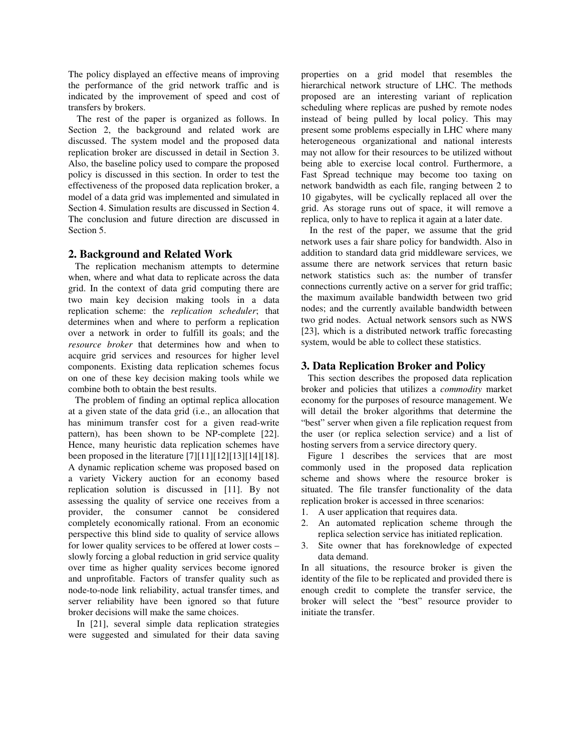The policy displayed an effective means of improving the performance of the grid network traffic and is indicated by the improvement of speed and cost of transfers by brokers.

The rest of the paper is organized as follows. In Section 2, the background and related work are discussed. The system model and the proposed data replication broker are discussed in detail in Section 3. Also, the baseline policy used to compare the proposed policy is discussed in this section. In order to test the effectiveness of the proposed data replication broker, a model of a data grid was implemented and simulated in Section 4. Simulation results are discussed in Section 4. The conclusion and future direction are discussed in Section 5.

## 2. Background and Related Work

The replication mechanism attempts to determine when, where and what data to replicate across the data grid. In the context of data grid computing there are two main key decision making tools in a data replication scheme: the *replication scheduler*; that determines when and where to perform a replication over a network in order to fulfill its goals; and the *resource broker* that determines how and when to acquire grid services and resources for higher level components. Existing data replication schemes focus on one of these key decision making tools while we combine both to obtain the best results.

The problem of finding an optimal replica allocation at a given state of the data grid (i.e., an allocation that has minimum transfer cost for a given read-write pattern), has been shown to be NP-complete [22]. Hence, many heuristic data replication schemes have been proposed in the literature [7][11][12][13][14][18]. A dynamic replication scheme was proposed based on a variety Vickery auction for an economy based replication solution is discussed in [11]. By not assessing the quality of service one receives from a provider, the consumer cannot be considered completely economically rational. From an economic perspective this blind side to quality of service allows for lower quality services to be offered at lower costs – slowly forcing a global reduction in grid service quality over time as higher quality services become ignored and unprofitable. Factors of transfer quality such as node-to-node link reliability, actual transfer times, and server reliability have been ignored so that future broker decisions will make the same choices.

In [21], several simple data replication strategies were suggested and simulated for their data saving properties on a grid model that resembles the hierarchical network structure of LHC. The methods proposed are an interesting variant of replication scheduling where replicas are pushed by remote nodes instead of being pulled by local policy. This may present some problems especially in LHC where many heterogeneous organizational and national interests may not allow for their resources to be utilized without being able to exercise local control. Furthermore, a Fast Spread technique may become too taxing on network bandwidth as each file, ranging between 2 to 10 gigabytes, will be cyclically replaced all over the grid. As storage runs out of space, it will remove a replica, only to have to replica it again at a later date.

In the rest of the paper, we assume that the grid network uses a fair share policy for bandwidth. Also in addition to standard data grid middleware services, we assume there are network services that return basic network statistics such as: the number of transfer connections currently active on a server for grid traffic; the maximum available bandwidth between two grid nodes; and the currently available bandwidth between two grid nodes. Actual network sensors such as NWS [23], which is a distributed network traffic forecasting system, would be able to collect these statistics.

## 3. Data Replication Broker and Policy

This section describes the proposed data replication broker and policies that utilizes a *commodity* market economy for the purposes of resource management. We will detail the broker algorithms that determine the "best" server when given a file replication request from the user (or replica selection service) and a list of hosting servers from a service directory query.

Figure 1 describes the services that are most commonly used in the proposed data replication scheme and shows where the resource broker is situated. The file transfer functionality of the data replication broker is accessed in three scenarios:

1. A user application that requires data.
2. An automated replication scheme through the replica selection service has initiated replication.
3. Site owner that has foreknowledge of expected data demand.

In all situations, the resource broker is given the identity of the file to be replicated and provided there is enough credit to complete the transfer service, the broker will select the "best" resource provider to initiate the transfer.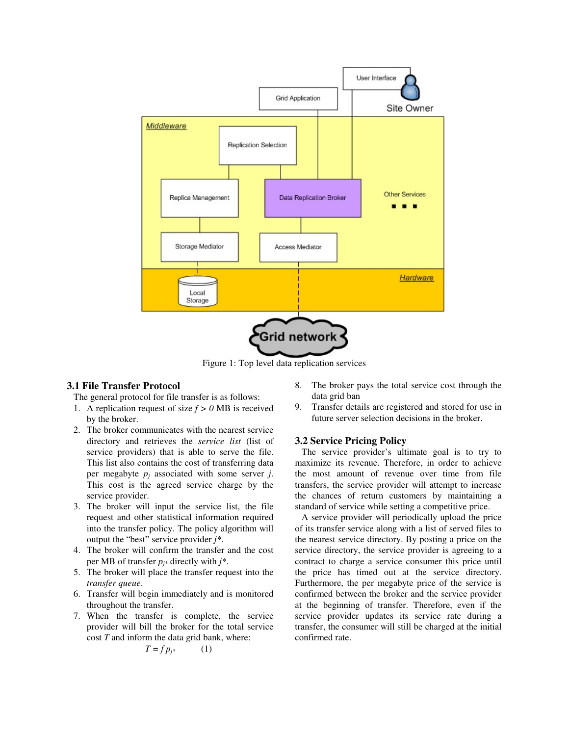Figure 1: Top level data replication services

### 3.1 File Transfer Protocol

The general protocol for file transfer is as follows:

1. A replication request of size $f > 0$ MB is received by the broker.
2. The broker communicates with the nearest service directory and retrieves the *service list* (list of service providers) that is able to serve the file. This list also contains the cost of transferring data per megabyte $p_j$ associated with some server $j$. This cost is the agreed service charge by the service provider.
3. The broker will input the service list, the file request and other statistical information required into the transfer policy. The policy algorithm will output the "best" service provider $j^*$.
4. The broker will confirm the transfer and the cost per MB of transfer $p_{j^*}$ directly with $j^*$.
5. The broker will place the transfer request into the *transfer queue*.
6. Transfer will begin immediately and is monitored throughout the transfer.
7. When the transfer is complete, the service provider will bill the broker for the total service cost $T$ and inform the data grid bank, where:

$$T = f\,p_{j^*} \qquad (1)$$

8. The broker pays the total service cost through the data grid ban
9. Transfer details are registered and stored for use in future server selection decisions in the broker.

### 3.2 Service Pricing Policy

The service provider's ultimate goal is to try to maximize its revenue. Therefore, in order to achieve the most amount of revenue over time from file transfers, the service provider will attempt to increase the chances of return customers by maintaining a standard of service while setting a competitive price.

A service provider will periodically upload the price of its transfer service along with a list of served files to the nearest service directory. By posting a price on the service directory, the service provider is agreeing to a contract to charge a service consumer this price until the price has timed out at the service directory. Furthermore, the per megabyte price of the service is confirmed between the broker and the service provider at the beginning of transfer. Therefore, even if the service provider updates its service rate during a transfer, the consumer will still be charged at the initial confirmed rate.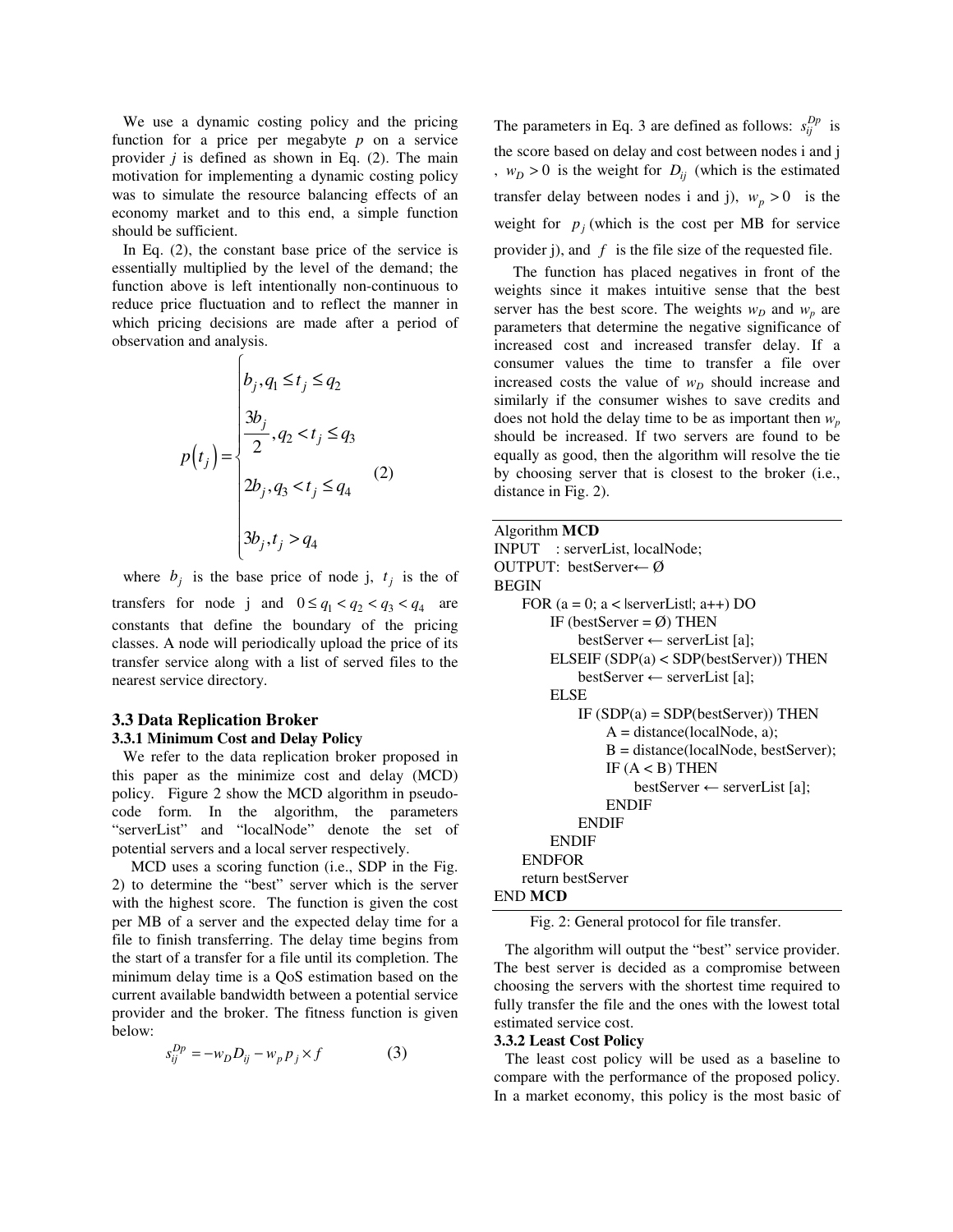We use a dynamic costing policy and the pricing function for a price per megabyte *p* on a service provider *j* is defined as shown in Eq. (2). The main motivation for implementing a dynamic costing policy was to simulate the resource balancing effects of an economy market and to this end, a simple function should be sufficient.

In Eq. (2), the constant base price of the service is essentially multiplied by the level of the demand; the function above is left intentionally non-continuous to reduce price fluctuation and to reflect the manner in which pricing decisions are made after a period of observation and analysis.

$$p(t_j) = \begin{cases} b_j, q_1 \le t_j \le q_2 \\ \dfrac{3b_j}{2}, q_2 < t_j \le q_3 \\ 2b_j, q_3 < t_j \le q_4 \\ 3b_j, t_j > q_4 \end{cases} \quad (2)$$

where $b_j$ is the base price of node j, $t_j$ is the of transfers for node j and $0 \le q_1 < q_2 < q_3 < q_4$ are constants that define the boundary of the pricing classes. A node will periodically upload the price of its transfer service along with a list of served files to the nearest service directory.

## 3.3 Data Replication Broker

### 3.3.1 Minimum Cost and Delay Policy

We refer to the data replication broker proposed in this paper as the minimize cost and delay (MCD) policy. Figure 2 show the MCD algorithm in pseudo-code form. In the algorithm, the parameters "serverList" and "localNode" denote the set of potential servers and a local server respectively.

MCD uses a scoring function (i.e., SDP in the Fig. 2) to determine the "best" server which is the server with the highest score. The function is given the cost per MB of a server and the expected delay time for a file to finish transferring. The delay time begins from the start of a transfer for a file until its completion. The minimum delay time is a QoS estimation based on the current available bandwidth between a potential service provider and the broker. The fitness function is given below:

$$s_{ij}^{Dp} = -w_D D_{ij} - w_p p_j \times f \quad (3)$$

The parameters in Eq. 3 are defined as follows: $s_{ij}^{Dp}$ is the score based on delay and cost between nodes i and j , $w_D > 0$ is the weight for $D_{ij}$ (which is the estimated transfer delay between nodes i and j), $w_p > 0$ is the weight for $p_j$ (which is the cost per MB for service provider j), and $f$ is the file size of the requested file.

The function has placed negatives in front of the weights since it makes intuitive sense that the best server has the best score. The weights $w_D$ and $w_p$ are parameters that determine the negative significance of increased cost and increased transfer delay. If a consumer values the time to transfer a file over increased costs the value of $w_D$ should increase and similarly if the consumer wishes to save credits and does not hold the delay time to be as important then $w_p$ should be increased. If two servers are found to be equally as good, then the algorithm will resolve the tie by choosing server that is closest to the broker (i.e., distance in Fig. 2).

```
Algorithm MCD
INPUT   : serverList, localNode;
OUTPUT:  bestServer← Ø
BEGIN
    FOR (a = 0; a < |serverList|; a++) DO
        IF (bestServer = Ø) THEN
            bestServer ← serverList [a];
        ELSEIF (SDP(a) < SDP(bestServer)) THEN
            bestServer ← serverList [a];
        ELSE
            IF (SDP(a) = SDP(bestServer)) THEN
                A = distance(localNode, a);
                B = distance(localNode, bestServer);
                IF (A < B) THEN
                    bestServer ← serverList [a];
                ENDIF
            ENDIF
        ENDIF
    ENDFOR
    return bestServer
END MCD
```

Fig. 2: General protocol for file transfer.

The algorithm will output the "best" service provider. The best server is decided as a compromise between choosing the servers with the shortest time required to fully transfer the file and the ones with the lowest total estimated service cost.

### 3.3.2 Least Cost Policy

The least cost policy will be used as a baseline to compare with the performance of the proposed policy. In a market economy, this policy is the most basic of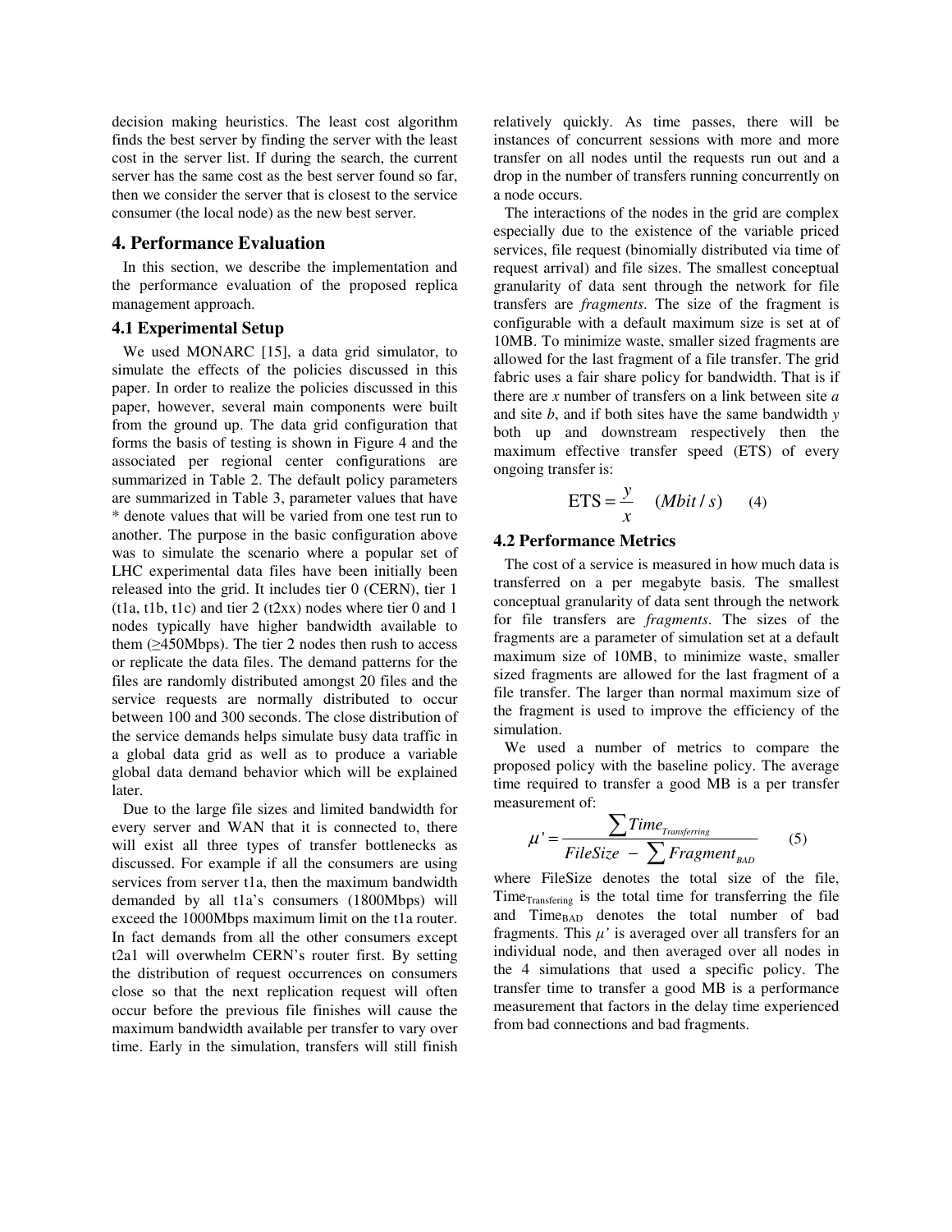decision making heuristics. The least cost algorithm finds the best server by finding the server with the least cost in the server list. If during the search, the current server has the same cost as the best server found so far, then we consider the server that is closest to the service consumer (the local node) as the new best server.

## 4. Performance Evaluation

In this section, we describe the implementation and the performance evaluation of the proposed replica management approach.

### 4.1 Experimental Setup

We used MONARC [15], a data grid simulator, to simulate the effects of the policies discussed in this paper. In order to realize the policies discussed in this paper, however, several main components were built from the ground up. The data grid configuration that forms the basis of testing is shown in Figure 4 and the associated per regional center configurations are summarized in Table 2. The default policy parameters are summarized in Table 3, parameter values that have * denote values that will be varied from one test run to another. The purpose in the basic configuration above was to simulate the scenario where a popular set of LHC experimental data files have been initially been released into the grid. It includes tier 0 (CERN), tier 1 (t1a, t1b, t1c) and tier 2 (t2xx) nodes where tier 0 and 1 nodes typically have higher bandwidth available to them (≥450Mbps). The tier 2 nodes then rush to access or replicate the data files. The demand patterns for the files are randomly distributed amongst 20 files and the service requests are normally distributed to occur between 100 and 300 seconds. The close distribution of the service demands helps simulate busy data traffic in a global data grid as well as to produce a variable global data demand behavior which will be explained later.

Due to the large file sizes and limited bandwidth for every server and WAN that it is connected to, there will exist all three types of transfer bottlenecks as discussed. For example if all the consumers are using services from server t1a, then the maximum bandwidth demanded by all t1a's consumers (1800Mbps) will exceed the 1000Mbps maximum limit on the t1a router. In fact demands from all the other consumers except t2a1 will overwhelm CERN's router first. By setting the distribution of request occurrences on consumers close so that the next replication request will often occur before the previous file finishes will cause the maximum bandwidth available per transfer to vary over time. Early in the simulation, transfers will still finish relatively quickly. As time passes, there will be instances of concurrent sessions with more and more transfer on all nodes until the requests run out and a drop in the number of transfers running concurrently on a node occurs.

The interactions of the nodes in the grid are complex especially due to the existence of the variable priced services, file request (binomially distributed via time of request arrival) and file sizes. The smallest conceptual granularity of data sent through the network for file transfers are *fragments*. The size of the fragment is configurable with a default maximum size is set at of 10MB. To minimize waste, smaller sized fragments are allowed for the last fragment of a file transfer. The grid fabric uses a fair share policy for bandwidth. That is if there are $x$ number of transfers on a link between site $a$ and site $b$, and if both sites have the same bandwidth $y$ both up and downstream respectively then the maximum effective transfer speed (ETS) of every ongoing transfer is:

$$\mathrm{ETS} = \frac{y}{x} \quad (Mbit/s) \qquad (4)$$

### 4.2 Performance Metrics

The cost of a service is measured in how much data is transferred on a per megabyte basis. The smallest conceptual granularity of data sent through the network for file transfers are *fragments*. The sizes of the fragments are a parameter of simulation set at a default maximum size of 10MB, to minimize waste, smaller sized fragments are allowed for the last fragment of a file transfer. The larger than normal maximum size of the fragment is used to improve the efficiency of the simulation.

We used a number of metrics to compare the proposed policy with the baseline policy. The average time required to transfer a good MB is a per transfer measurement of:

$$\mu' = \frac{\sum Time_{Transferring}}{FileSize \; - \; \sum Fragment_{BAD}} \qquad (5)$$

where FileSize denotes the total size of the file, $Time_{Transfering}$ is the total time for transferring the file and $Time_{BAD}$ denotes the total number of bad fragments. This $\mu'$ is averaged over all transfers for an individual node, and then averaged over all nodes in the 4 simulations that used a specific policy. The transfer time to transfer a good MB is a performance measurement that factors in the delay time experienced from bad connections and bad fragments.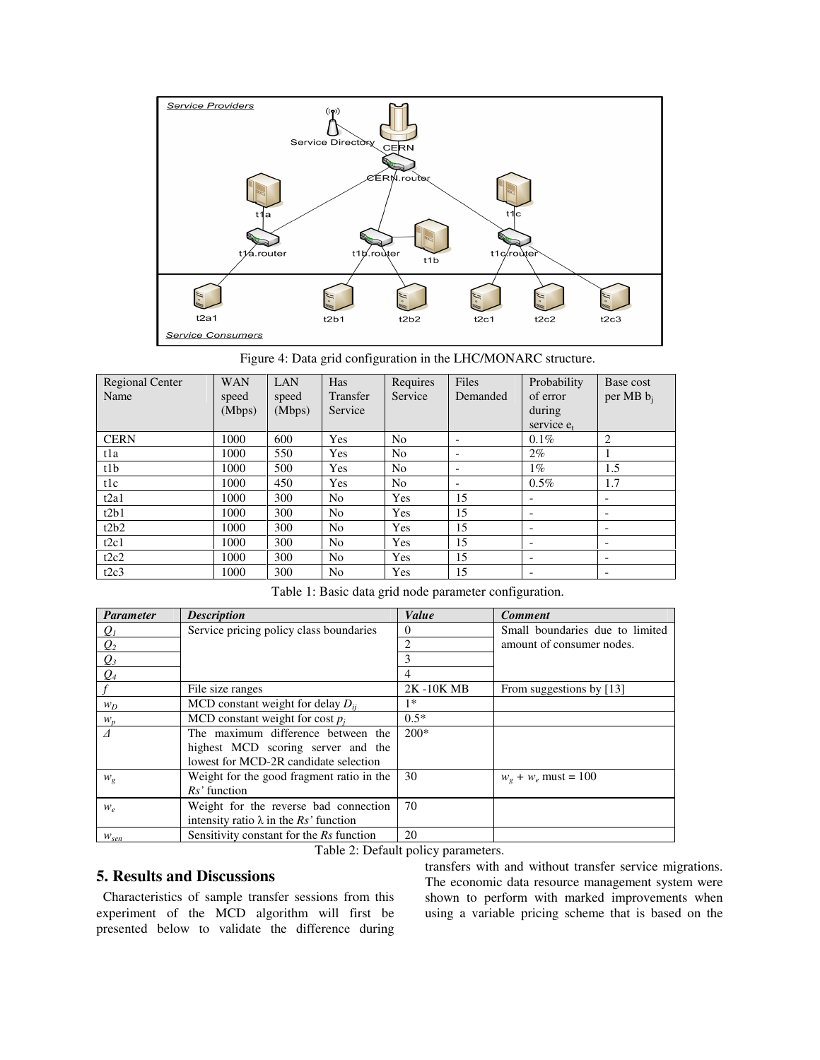Figure 4: Data grid configuration in the LHC/MONARC structure.

| Regional Center Name | WAN speed (Mbps) | LAN speed (Mbps) | Has Transfer Service | Requires Service | Files Demanded | Probability of error during service $e_t$ | Base cost per MB $b_j$ |
|---|---|---|---|---|---|---|---|
| CERN | 1000 | 600 | Yes | No | - | 0.1% | 2 |
| t1a | 1000 | 550 | Yes | No | - | 2% | 1 |
| t1b | 1000 | 500 | Yes | No | - | 1% | 1.5 |
| t1c | 1000 | 450 | Yes | No | - | 0.5% | 1.7 |
| t2a1 | 1000 | 300 | No | Yes | 15 | - | - |
| t2b1 | 1000 | 300 | No | Yes | 15 | - | - |
| t2b2 | 1000 | 300 | No | Yes | 15 | - | - |
| t2c1 | 1000 | 300 | No | Yes | 15 | - | - |
| t2c2 | 1000 | 300 | No | Yes | 15 | - | - |
| t2c3 | 1000 | 300 | No | Yes | 15 | - | - |

Table 1: Basic data grid node parameter configuration.

| *Parameter* | *Description* | *Value* | *Comment* |
|---|---|---|---|
| $Q_1$ | Service pricing policy class boundaries | 0 | Small boundaries due to limited amount of consumer nodes. |
| $Q_2$ | | 2 | |
| $Q_3$ | | 3 | |
| $Q_4$ | | 4 | |
| $f$ | File size ranges | 2K -10K MB | From suggestions by [13] |
| $w_D$ | MCD constant weight for delay $D_{ij}$ | 1* | |
| $w_p$ | MCD constant weight for cost $p_j$ | 0.5* | |
| $\Delta$ | The maximum difference between the highest MCD scoring server and the lowest for MCD-2R candidate selection | 200* | |
| $w_g$ | Weight for the good fragment ratio in the *Rs'* function | 30 | $w_g + w_e$ must = 100 |
| $w_e$ | Weight for the reverse bad connection intensity ratio $\lambda$ in the *Rs'* function | 70 | |
| $w_{sen}$ | Sensitivity constant for the *Rs* function | 20 | |

Table 2: Default policy parameters.

## 5. Results and Discussions

Characteristics of sample transfer sessions from this experiment of the MCD algorithm will first be presented below to validate the difference during transfers with and without transfer service migrations. The economic data resource management system were shown to perform with marked improvements when using a variable pricing scheme that is based on the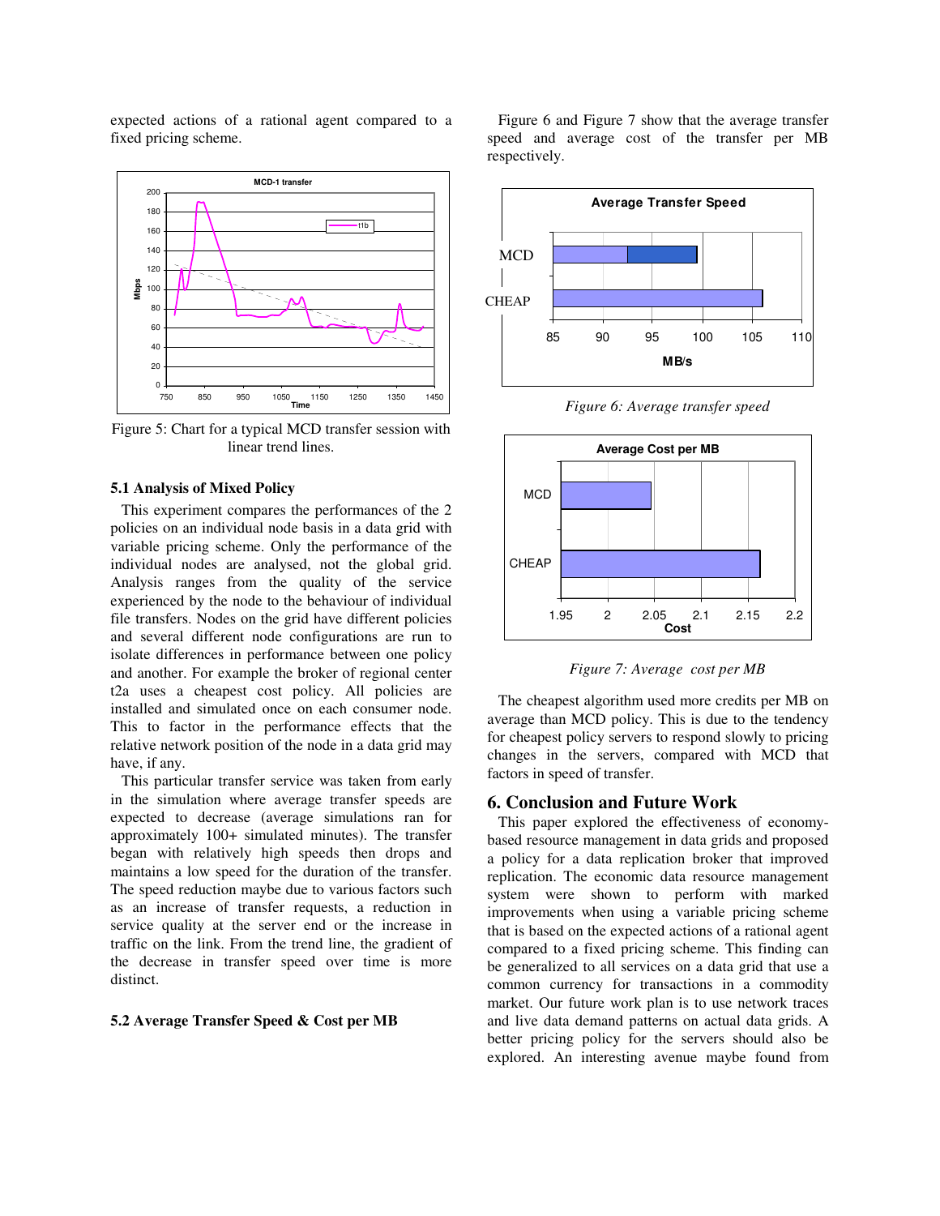expected actions of a rational agent compared to a fixed pricing scheme.

Figure 5: Chart for a typical MCD transfer session with linear trend lines.

### 5.1 Analysis of Mixed Policy

This experiment compares the performances of the 2 policies on an individual node basis in a data grid with variable pricing scheme. Only the performance of the individual nodes are analysed, not the global grid. Analysis ranges from the quality of the service experienced by the node to the behaviour of individual file transfers. Nodes on the grid have different policies and several different node configurations are run to isolate differences in performance between one policy and another. For example the broker of regional center t2a uses a cheapest cost policy. All policies are installed and simulated once on each consumer node. This to factor in the performance effects that the relative network position of the node in a data grid may have, if any.

This particular transfer service was taken from early in the simulation where average transfer speeds are expected to decrease (average simulations ran for approximately 100+ simulated minutes). The transfer began with relatively high speeds then drops and maintains a low speed for the duration of the transfer. The speed reduction maybe due to various factors such as an increase of transfer requests, a reduction in service quality at the server end or the increase in traffic on the link. From the trend line, the gradient of the decrease in transfer speed over time is more distinct.

### 5.2 Average Transfer Speed & Cost per MB

Figure 6 and Figure 7 show that the average transfer speed and average cost of the transfer per MB respectively.

*Figure 6: Average transfer speed*

*Figure 7: Average cost per MB*

The cheapest algorithm used more credits per MB on average than MCD policy. This is due to the tendency for cheapest policy servers to respond slowly to pricing changes in the servers, compared with MCD that factors in speed of transfer.

## 6. Conclusion and Future Work

This paper explored the effectiveness of economy-based resource management in data grids and proposed a policy for a data replication broker that improved replication. The economic data resource management system were shown to perform with marked improvements when using a variable pricing scheme that is based on the expected actions of a rational agent compared to a fixed pricing scheme. This finding can be generalized to all services on a data grid that use a common currency for transactions in a commodity market. Our future work plan is to use network traces and live data demand patterns on actual data grids. A better pricing policy for the servers should also be explored. An interesting avenue maybe found from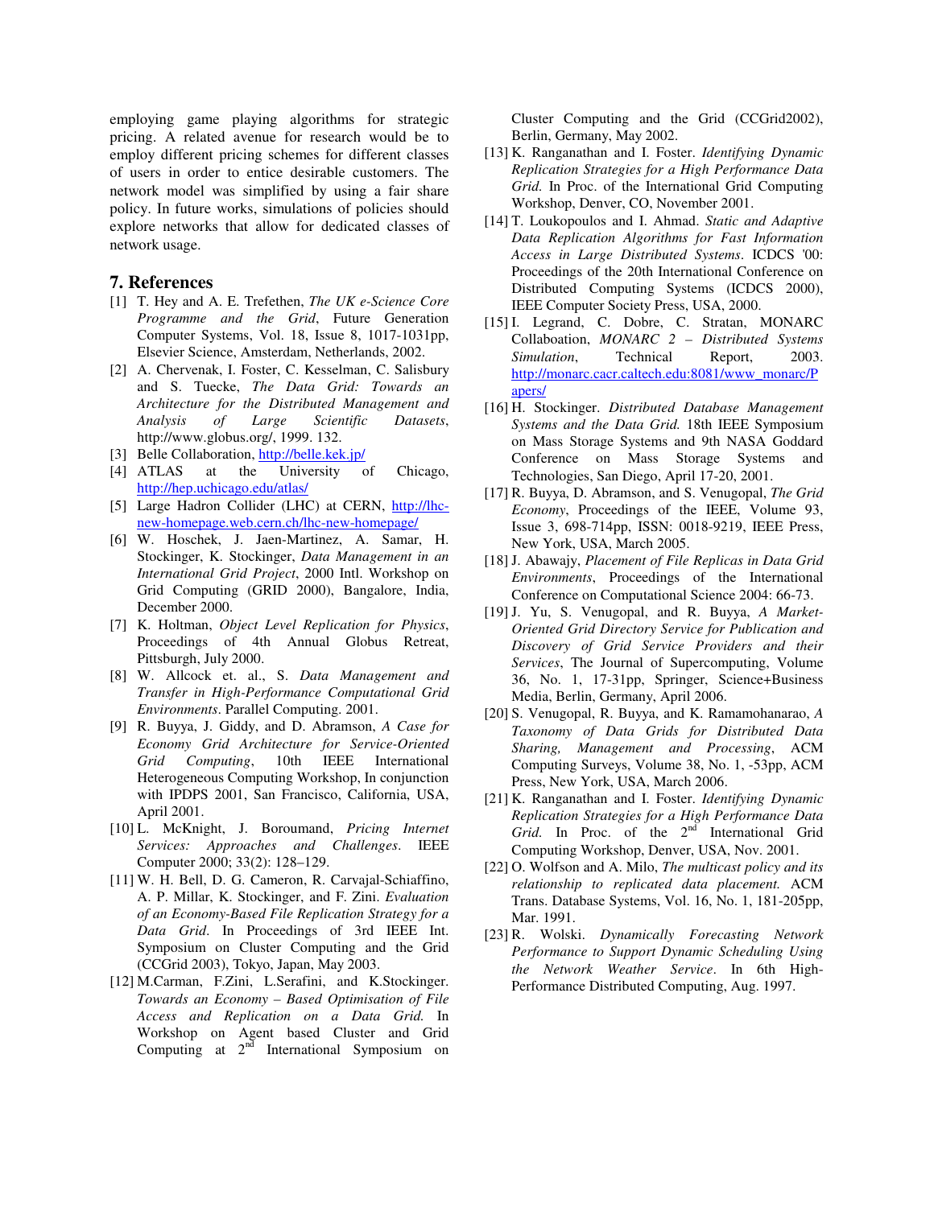employing game playing algorithms for strategic pricing. A related avenue for research would be to employ different pricing schemes for different classes of users in order to entice desirable customers. The network model was simplified by using a fair share policy. In future works, simulations of policies should explore networks that allow for dedicated classes of network usage.

## 7. References

[1] T. Hey and A. E. Trefethen, *The UK e-Science Core Programme and the Grid*, Future Generation Computer Systems, Vol. 18, Issue 8, 1017-1031pp, Elsevier Science, Amsterdam, Netherlands, 2002.

[2] A. Chervenak, I. Foster, C. Kesselman, C. Salisbury and S. Tuecke, *The Data Grid: Towards an Architecture for the Distributed Management and Analysis of Large Scientific Datasets*, http://www.globus.org/, 1999. 132.

[3] Belle Collaboration, http://belle.kek.jp/

[4] ATLAS at the University of Chicago, http://hep.uchicago.edu/atlas/

[5] Large Hadron Collider (LHC) at CERN, http://lhc-new-homepage.web.cern.ch/lhc-new-homepage/

[6] W. Hoschek, J. Jaen-Martinez, A. Samar, H. Stockinger, K. Stockinger, *Data Management in an International Grid Project*, 2000 Intl. Workshop on Grid Computing (GRID 2000), Bangalore, India, December 2000.

[7] K. Holtman, *Object Level Replication for Physics*, Proceedings of 4th Annual Globus Retreat, Pittsburgh, July 2000.

[8] W. Allcock et. al., S. *Data Management and Transfer in High-Performance Computational Grid Environments*. Parallel Computing. 2001.

[9] R. Buyya, J. Giddy, and D. Abramson, *A Case for Economy Grid Architecture for Service-Oriented Grid Computing*, 10th IEEE International Heterogeneous Computing Workshop, In conjunction with IPDPS 2001, San Francisco, California, USA, April 2001.

[10] L. McKnight, J. Boroumand, *Pricing Internet Services: Approaches and Challenges*. IEEE Computer 2000; 33(2): 128–129.

[11] W. H. Bell, D. G. Cameron, R. Carvajal-Schiaffino, A. P. Millar, K. Stockinger, and F. Zini. *Evaluation of an Economy-Based File Replication Strategy for a Data Grid*. In Proceedings of 3rd IEEE Int. Symposium on Cluster Computing and the Grid (CCGrid 2003), Tokyo, Japan, May 2003.

[12] M.Carman, F.Zini, L.Serafini, and K.Stockinger. *Towards an Economy – Based Optimisation of File Access and Replication on a Data Grid.* In Workshop on Agent based Cluster and Grid Computing at 2nd International Symposium on Cluster Computing and the Grid (CCGrid2002), Berlin, Germany, May 2002.

[13] K. Ranganathan and I. Foster. *Identifying Dynamic Replication Strategies for a High Performance Data Grid.* In Proc. of the International Grid Computing Workshop, Denver, CO, November 2001.

[14] T. Loukopoulos and I. Ahmad. *Static and Adaptive Data Replication Algorithms for Fast Information Access in Large Distributed Systems*. ICDCS '00: Proceedings of the 20th International Conference on Distributed Computing Systems (ICDCS 2000), IEEE Computer Society Press, USA, 2000.

[15] I. Legrand, C. Dobre, C. Stratan, MONARC Collaboation, *MONARC 2 – Distributed Systems Simulation*, Technical Report, 2003. http://monarc.cacr.caltech.edu:8081/www_monarc/Papers/

[16] H. Stockinger. *Distributed Database Management Systems and the Data Grid.* 18th IEEE Symposium on Mass Storage Systems and 9th NASA Goddard Conference on Mass Storage Systems and Technologies, San Diego, April 17-20, 2001.

[17] R. Buyya, D. Abramson, and S. Venugopal, *The Grid Economy*, Proceedings of the IEEE, Volume 93, Issue 3, 698-714pp, ISSN: 0018-9219, IEEE Press, New York, USA, March 2005.

[18] J. Abawajy, *Placement of File Replicas in Data Grid Environments*, Proceedings of the International Conference on Computational Science 2004: 66-73.

[19] J. Yu, S. Venugopal, and R. Buyya, *A Market-Oriented Grid Directory Service for Publication and Discovery of Grid Service Providers and their Services*, The Journal of Supercomputing, Volume 36, No. 1, 17-31pp, Springer, Science+Business Media, Berlin, Germany, April 2006.

[20] S. Venugopal, R. Buyya, and K. Ramamohanarao, *A Taxonomy of Data Grids for Distributed Data Sharing, Management and Processing*, ACM Computing Surveys, Volume 38, No. 1, -53pp, ACM Press, New York, USA, March 2006.

[21] K. Ranganathan and I. Foster. *Identifying Dynamic Replication Strategies for a High Performance Data Grid.* In Proc. of the 2nd International Grid Computing Workshop, Denver, USA, Nov. 2001.

[22] O. Wolfson and A. Milo, *The multicast policy and its relationship to replicated data placement.* ACM Trans. Database Systems, Vol. 16, No. 1, 181-205pp, Mar. 1991.

[23] R. Wolski. *Dynamically Forecasting Network Performance to Support Dynamic Scheduling Using the Network Weather Service*. In 6th High-Performance Distributed Computing, Aug. 1997.